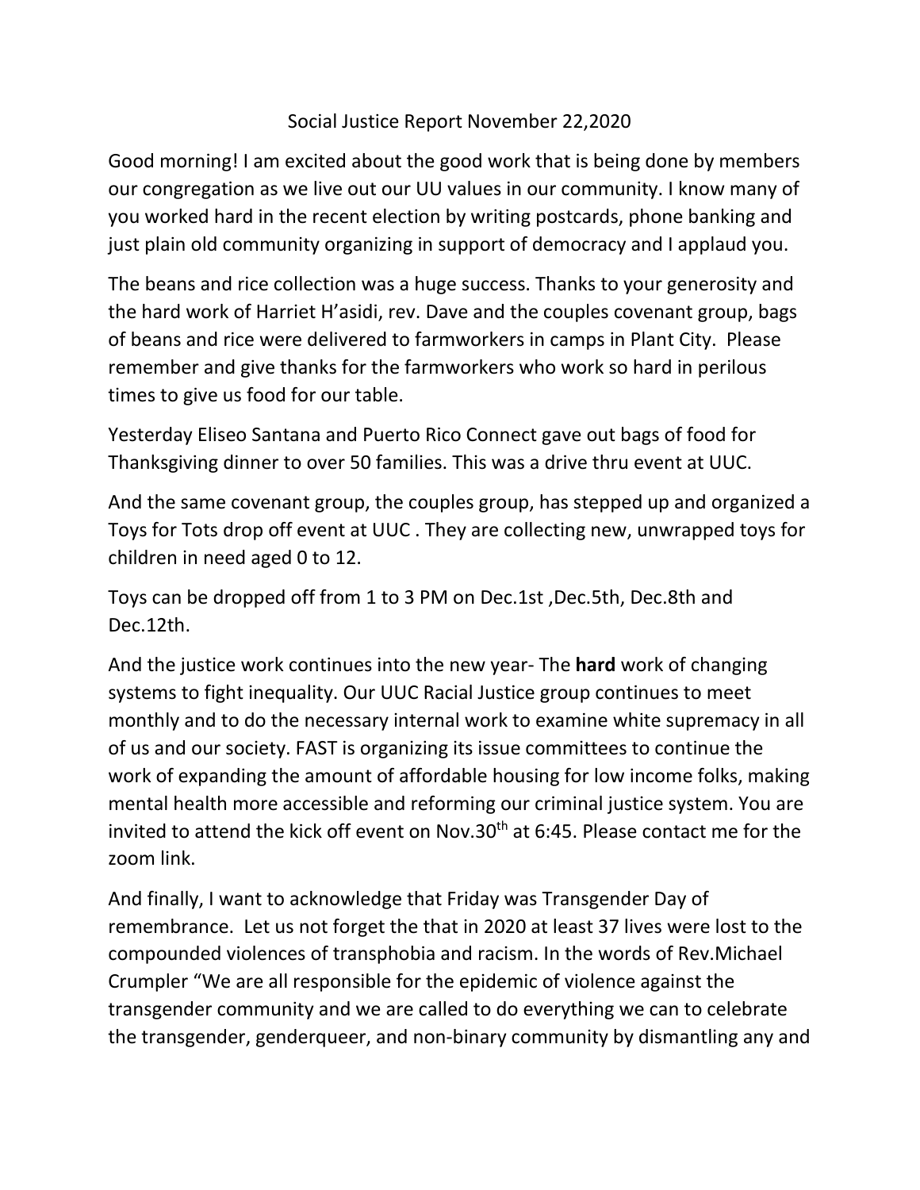# Social Justice Report November 22,2020

Good morning! I am excited about the good work that is being done by members our congregation as we live out our UU values in our community. I know many of you worked hard in the recent election by writing postcards, phone banking and just plain old community organizing in support of democracy and I applaud you.

The beans and rice collection was a huge success. Thanks to your generosity and the hard work of Harriet H'asidi, rev. Dave and the couples covenant group, bags of beans and rice were delivered to farmworkers in camps in Plant City. Please remember and give thanks for the farmworkers who work so hard in perilous times to give us food for our table.

Yesterday Eliseo Santana and Puerto Rico Connect gave out bags of food for Thanksgiving dinner to over 50 families. This was a drive thru event at UUC.

And the same covenant group, the couples group, has stepped up and organized a Toys for Tots drop off event at UUC . They are collecting new, unwrapped toys for children in need aged 0 to 12.

Toys can be dropped off from 1 to 3 PM on Dec.1st ,Dec.5th, Dec.8th and Dec.12th.

And the justice work continues into the new year- The **hard** work of changing systems to fight inequality. Our UUC Racial Justice group continues to meet monthly and to do the necessary internal work to examine white supremacy in all of us and our society. FAST is organizing its issue committees to continue the work of expanding the amount of affordable housing for low income folks, making mental health more accessible and reforming our criminal justice system. You are invited to attend the kick off event on Nov.30th at 6:45. Please contact me for the zoom link.

And finally, I want to acknowledge that Friday was Transgender Day of remembrance. Let us not forget the that in 2020 at least 37 lives were lost to the compounded violences of transphobia and racism. In the words of Rev.Michael Crumpler "We are all responsible for the epidemic of violence against the transgender community and we are called to do everything we can to celebrate the transgender, genderqueer, and non-binary community by dismantling any and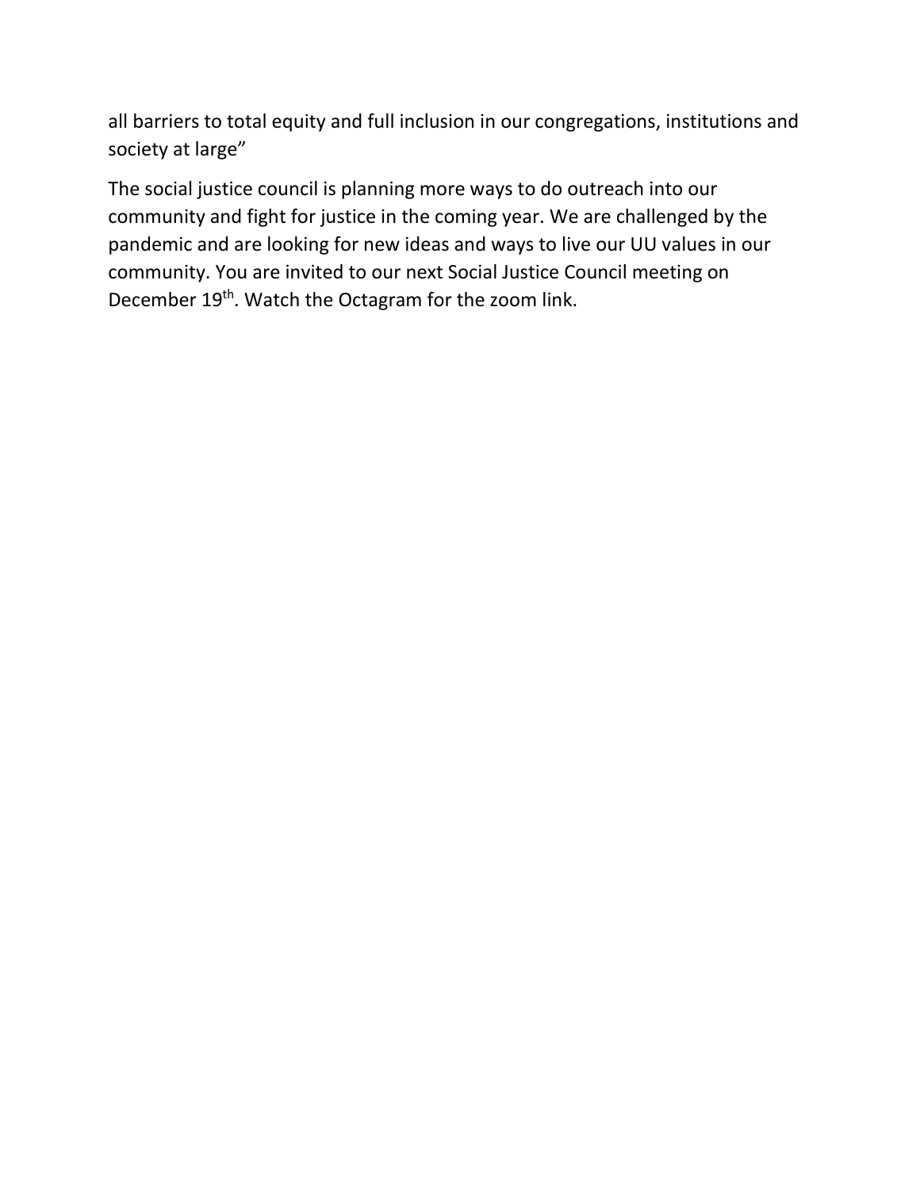all barriers to total equity and full inclusion in our congregations, institutions and society at large"

The social justice council is planning more ways to do outreach into our community and fight for justice in the coming year. We are challenged by the pandemic and are looking for new ideas and ways to live our UU values in our community. You are invited to our next Social Justice Council meeting on December 19th. Watch the Octagram for the zoom link.